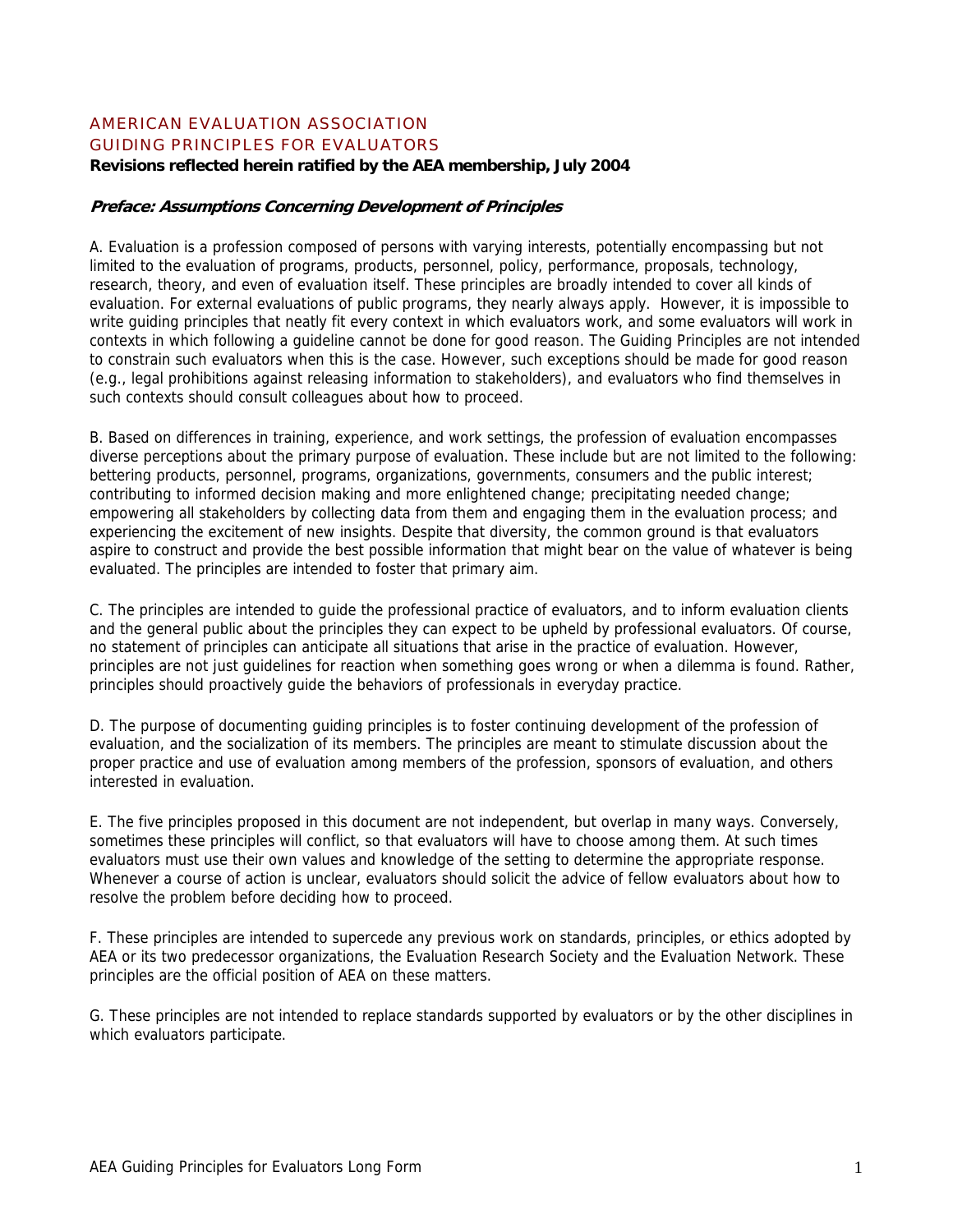# AMERICAN EVALUATION ASSOCIATION
# GUIDING PRINCIPLES FOR EVALUATORS

**Revisions reflected herein ratified by the AEA membership, July 2004**

***Preface: Assumptions Concerning Development of Principles***

A. Evaluation is a profession composed of persons with varying interests, potentially encompassing but not limited to the evaluation of programs, products, personnel, policy, performance, proposals, technology, research, theory, and even of evaluation itself. These principles are broadly intended to cover all kinds of evaluation. For external evaluations of public programs, they nearly always apply. However, it is impossible to write guiding principles that neatly fit every context in which evaluators work, and some evaluators will work in contexts in which following a guideline cannot be done for good reason. The Guiding Principles are not intended to constrain such evaluators when this is the case. However, such exceptions should be made for good reason (e.g., legal prohibitions against releasing information to stakeholders), and evaluators who find themselves in such contexts should consult colleagues about how to proceed.

B. Based on differences in training, experience, and work settings, the profession of evaluation encompasses diverse perceptions about the primary purpose of evaluation. These include but are not limited to the following: bettering products, personnel, programs, organizations, governments, consumers and the public interest; contributing to informed decision making and more enlightened change; precipitating needed change; empowering all stakeholders by collecting data from them and engaging them in the evaluation process; and experiencing the excitement of new insights. Despite that diversity, the common ground is that evaluators aspire to construct and provide the best possible information that might bear on the value of whatever is being evaluated. The principles are intended to foster that primary aim.

C. The principles are intended to guide the professional practice of evaluators, and to inform evaluation clients and the general public about the principles they can expect to be upheld by professional evaluators. Of course, no statement of principles can anticipate all situations that arise in the practice of evaluation. However, principles are not just guidelines for reaction when something goes wrong or when a dilemma is found. Rather, principles should proactively guide the behaviors of professionals in everyday practice.

D. The purpose of documenting guiding principles is to foster continuing development of the profession of evaluation, and the socialization of its members. The principles are meant to stimulate discussion about the proper practice and use of evaluation among members of the profession, sponsors of evaluation, and others interested in evaluation.

E. The five principles proposed in this document are not independent, but overlap in many ways. Conversely, sometimes these principles will conflict, so that evaluators will have to choose among them. At such times evaluators must use their own values and knowledge of the setting to determine the appropriate response. Whenever a course of action is unclear, evaluators should solicit the advice of fellow evaluators about how to resolve the problem before deciding how to proceed.

F. These principles are intended to supercede any previous work on standards, principles, or ethics adopted by AEA or its two predecessor organizations, the Evaluation Research Society and the Evaluation Network. These principles are the official position of AEA on these matters.

G. These principles are not intended to replace standards supported by evaluators or by the other disciplines in which evaluators participate.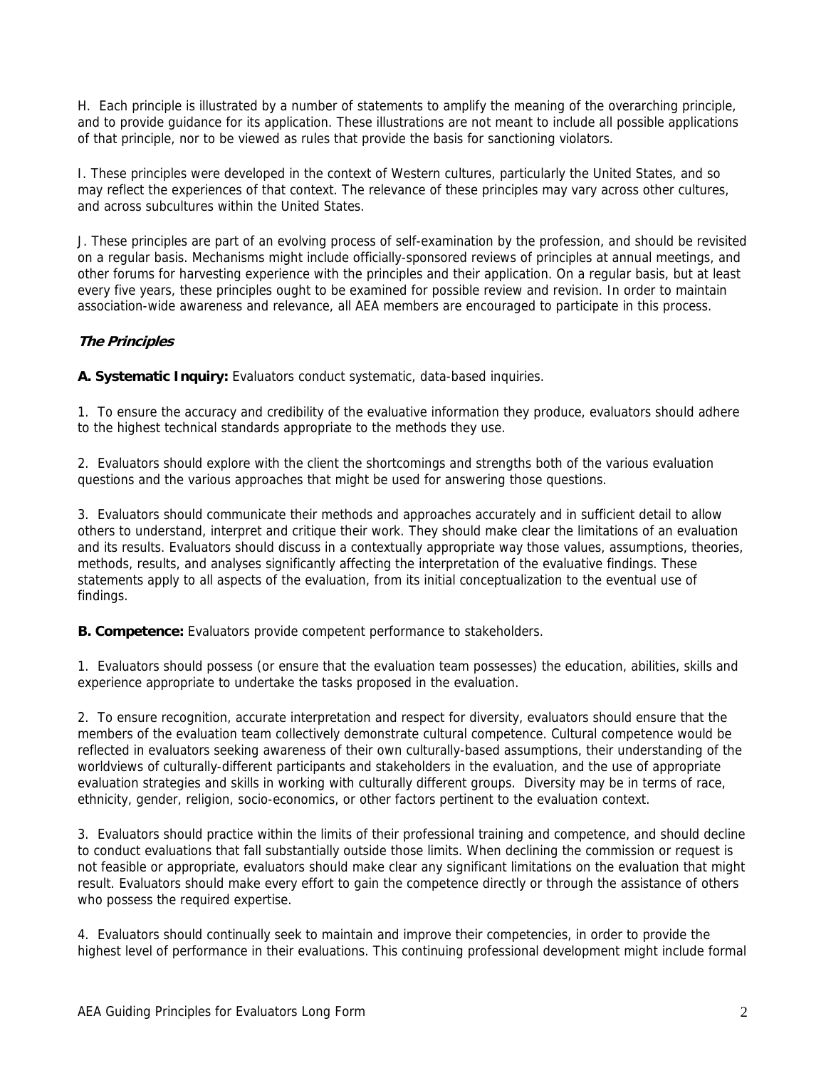H. Each principle is illustrated by a number of statements to amplify the meaning of the overarching principle, and to provide guidance for its application. These illustrations are not meant to include all possible applications of that principle, nor to be viewed as rules that provide the basis for sanctioning violators.

I. These principles were developed in the context of Western cultures, particularly the United States, and so may reflect the experiences of that context. The relevance of these principles may vary across other cultures, and across subcultures within the United States.

J. These principles are part of an evolving process of self-examination by the profession, and should be revisited on a regular basis. Mechanisms might include officially-sponsored reviews of principles at annual meetings, and other forums for harvesting experience with the principles and their application. On a regular basis, but at least every five years, these principles ought to be examined for possible review and revision. In order to maintain association-wide awareness and relevance, all AEA members are encouraged to participate in this process.

### ***The Principles***

**A. Systematic Inquiry:** Evaluators conduct systematic, data-based inquiries.

1. To ensure the accuracy and credibility of the evaluative information they produce, evaluators should adhere to the highest technical standards appropriate to the methods they use.

2. Evaluators should explore with the client the shortcomings and strengths both of the various evaluation questions and the various approaches that might be used for answering those questions.

3. Evaluators should communicate their methods and approaches accurately and in sufficient detail to allow others to understand, interpret and critique their work. They should make clear the limitations of an evaluation and its results. Evaluators should discuss in a contextually appropriate way those values, assumptions, theories, methods, results, and analyses significantly affecting the interpretation of the evaluative findings. These statements apply to all aspects of the evaluation, from its initial conceptualization to the eventual use of findings.

**B. Competence:** Evaluators provide competent performance to stakeholders.

1. Evaluators should possess (or ensure that the evaluation team possesses) the education, abilities, skills and experience appropriate to undertake the tasks proposed in the evaluation.

2. To ensure recognition, accurate interpretation and respect for diversity, evaluators should ensure that the members of the evaluation team collectively demonstrate cultural competence. Cultural competence would be reflected in evaluators seeking awareness of their own culturally-based assumptions, their understanding of the worldviews of culturally-different participants and stakeholders in the evaluation, and the use of appropriate evaluation strategies and skills in working with culturally different groups. Diversity may be in terms of race, ethnicity, gender, religion, socio-economics, or other factors pertinent to the evaluation context.

3. Evaluators should practice within the limits of their professional training and competence, and should decline to conduct evaluations that fall substantially outside those limits. When declining the commission or request is not feasible or appropriate, evaluators should make clear any significant limitations on the evaluation that might result. Evaluators should make every effort to gain the competence directly or through the assistance of others who possess the required expertise.

4. Evaluators should continually seek to maintain and improve their competencies, in order to provide the highest level of performance in their evaluations. This continuing professional development might include formal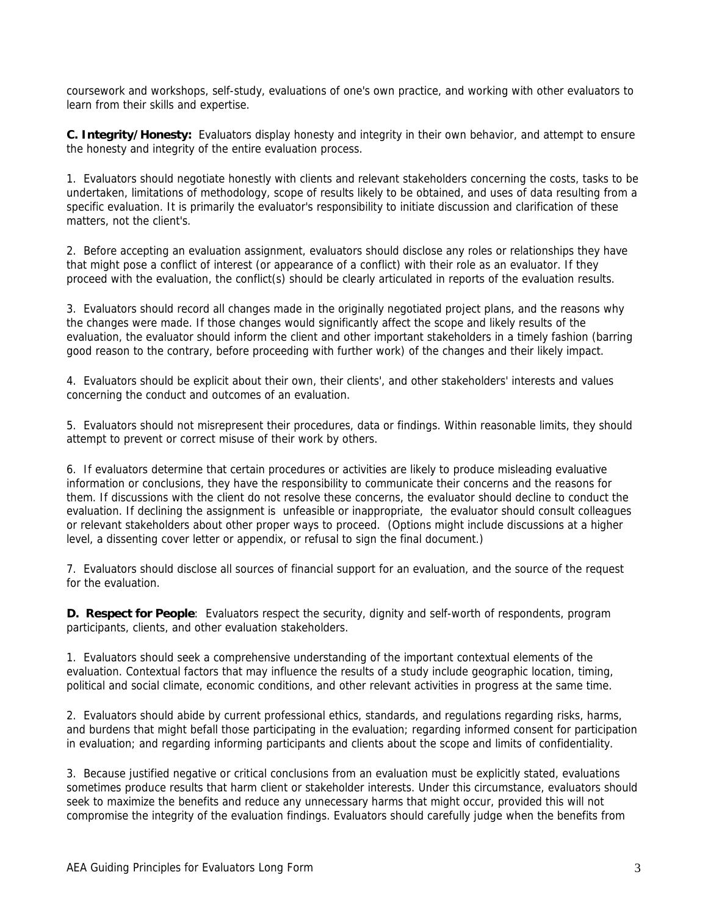coursework and workshops, self-study, evaluations of one's own practice, and working with other evaluators to learn from their skills and expertise.

**C. Integrity/Honesty:** Evaluators display honesty and integrity in their own behavior, and attempt to ensure the honesty and integrity of the entire evaluation process.

1. Evaluators should negotiate honestly with clients and relevant stakeholders concerning the costs, tasks to be undertaken, limitations of methodology, scope of results likely to be obtained, and uses of data resulting from a specific evaluation. It is primarily the evaluator's responsibility to initiate discussion and clarification of these matters, not the client's.

2. Before accepting an evaluation assignment, evaluators should disclose any roles or relationships they have that might pose a conflict of interest (or appearance of a conflict) with their role as an evaluator. If they proceed with the evaluation, the conflict(s) should be clearly articulated in reports of the evaluation results.

3. Evaluators should record all changes made in the originally negotiated project plans, and the reasons why the changes were made. If those changes would significantly affect the scope and likely results of the evaluation, the evaluator should inform the client and other important stakeholders in a timely fashion (barring good reason to the contrary, before proceeding with further work) of the changes and their likely impact.

4. Evaluators should be explicit about their own, their clients', and other stakeholders' interests and values concerning the conduct and outcomes of an evaluation.

5. Evaluators should not misrepresent their procedures, data or findings. Within reasonable limits, they should attempt to prevent or correct misuse of their work by others.

6. If evaluators determine that certain procedures or activities are likely to produce misleading evaluative information or conclusions, they have the responsibility to communicate their concerns and the reasons for them. If discussions with the client do not resolve these concerns, the evaluator should decline to conduct the evaluation. If declining the assignment is unfeasible or inappropriate, the evaluator should consult colleagues or relevant stakeholders about other proper ways to proceed. (Options might include discussions at a higher level, a dissenting cover letter or appendix, or refusal to sign the final document.)

7. Evaluators should disclose all sources of financial support for an evaluation, and the source of the request for the evaluation.

**D. Respect for People**: Evaluators respect the security, dignity and self-worth of respondents, program participants, clients, and other evaluation stakeholders.

1. Evaluators should seek a comprehensive understanding of the important contextual elements of the evaluation. Contextual factors that may influence the results of a study include geographic location, timing, political and social climate, economic conditions, and other relevant activities in progress at the same time.

2. Evaluators should abide by current professional ethics, standards, and regulations regarding risks, harms, and burdens that might befall those participating in the evaluation; regarding informed consent for participation in evaluation; and regarding informing participants and clients about the scope and limits of confidentiality.

3. Because justified negative or critical conclusions from an evaluation must be explicitly stated, evaluations sometimes produce results that harm client or stakeholder interests. Under this circumstance, evaluators should seek to maximize the benefits and reduce any unnecessary harms that might occur, provided this will not compromise the integrity of the evaluation findings. Evaluators should carefully judge when the benefits from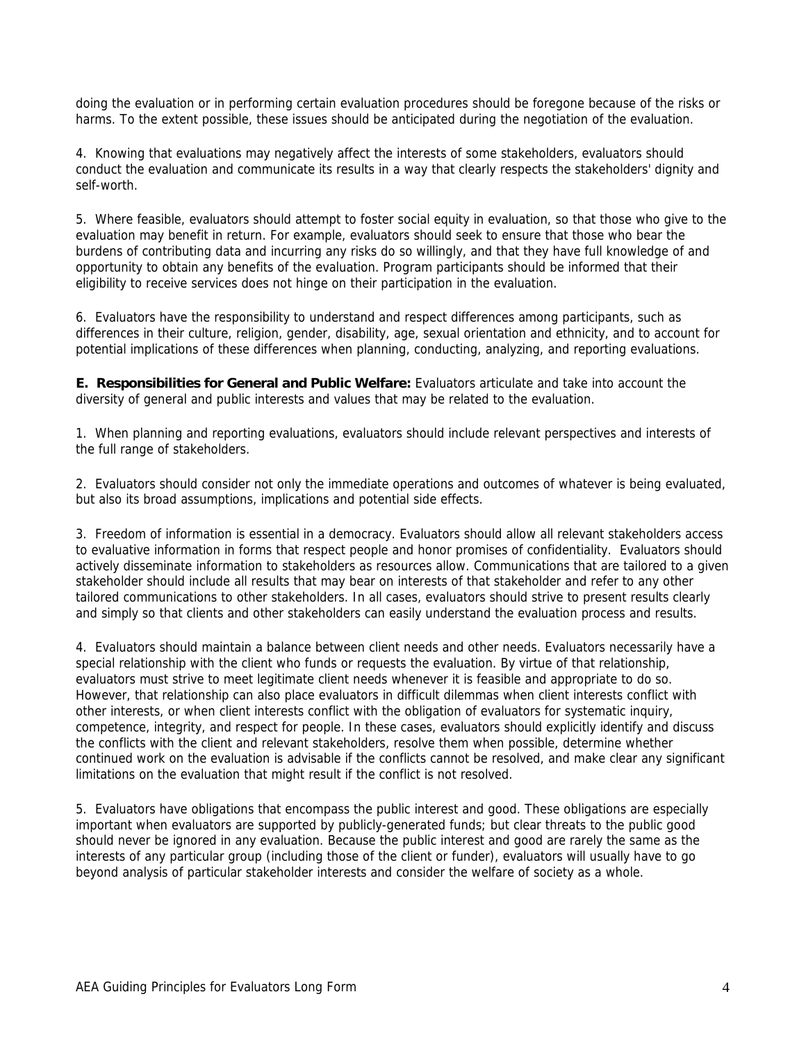doing the evaluation or in performing certain evaluation procedures should be foregone because of the risks or harms. To the extent possible, these issues should be anticipated during the negotiation of the evaluation.

4. Knowing that evaluations may negatively affect the interests of some stakeholders, evaluators should conduct the evaluation and communicate its results in a way that clearly respects the stakeholders' dignity and self-worth.

5. Where feasible, evaluators should attempt to foster social equity in evaluation, so that those who give to the evaluation may benefit in return. For example, evaluators should seek to ensure that those who bear the burdens of contributing data and incurring any risks do so willingly, and that they have full knowledge of and opportunity to obtain any benefits of the evaluation. Program participants should be informed that their eligibility to receive services does not hinge on their participation in the evaluation.

6. Evaluators have the responsibility to understand and respect differences among participants, such as differences in their culture, religion, gender, disability, age, sexual orientation and ethnicity, and to account for potential implications of these differences when planning, conducting, analyzing, and reporting evaluations.

**E. Responsibilities for General and Public Welfare:** Evaluators articulate and take into account the diversity of general and public interests and values that may be related to the evaluation.

1. When planning and reporting evaluations, evaluators should include relevant perspectives and interests of the full range of stakeholders.

2. Evaluators should consider not only the immediate operations and outcomes of whatever is being evaluated, but also its broad assumptions, implications and potential side effects.

3. Freedom of information is essential in a democracy. Evaluators should allow all relevant stakeholders access to evaluative information in forms that respect people and honor promises of confidentiality. Evaluators should actively disseminate information to stakeholders as resources allow. Communications that are tailored to a given stakeholder should include all results that may bear on interests of that stakeholder and refer to any other tailored communications to other stakeholders. In all cases, evaluators should strive to present results clearly and simply so that clients and other stakeholders can easily understand the evaluation process and results.

4. Evaluators should maintain a balance between client needs and other needs. Evaluators necessarily have a special relationship with the client who funds or requests the evaluation. By virtue of that relationship, evaluators must strive to meet legitimate client needs whenever it is feasible and appropriate to do so. However, that relationship can also place evaluators in difficult dilemmas when client interests conflict with other interests, or when client interests conflict with the obligation of evaluators for systematic inquiry, competence, integrity, and respect for people. In these cases, evaluators should explicitly identify and discuss the conflicts with the client and relevant stakeholders, resolve them when possible, determine whether continued work on the evaluation is advisable if the conflicts cannot be resolved, and make clear any significant limitations on the evaluation that might result if the conflict is not resolved.

5. Evaluators have obligations that encompass the public interest and good. These obligations are especially important when evaluators are supported by publicly-generated funds; but clear threats to the public good should never be ignored in any evaluation. Because the public interest and good are rarely the same as the interests of any particular group (including those of the client or funder), evaluators will usually have to go beyond analysis of particular stakeholder interests and consider the welfare of society as a whole.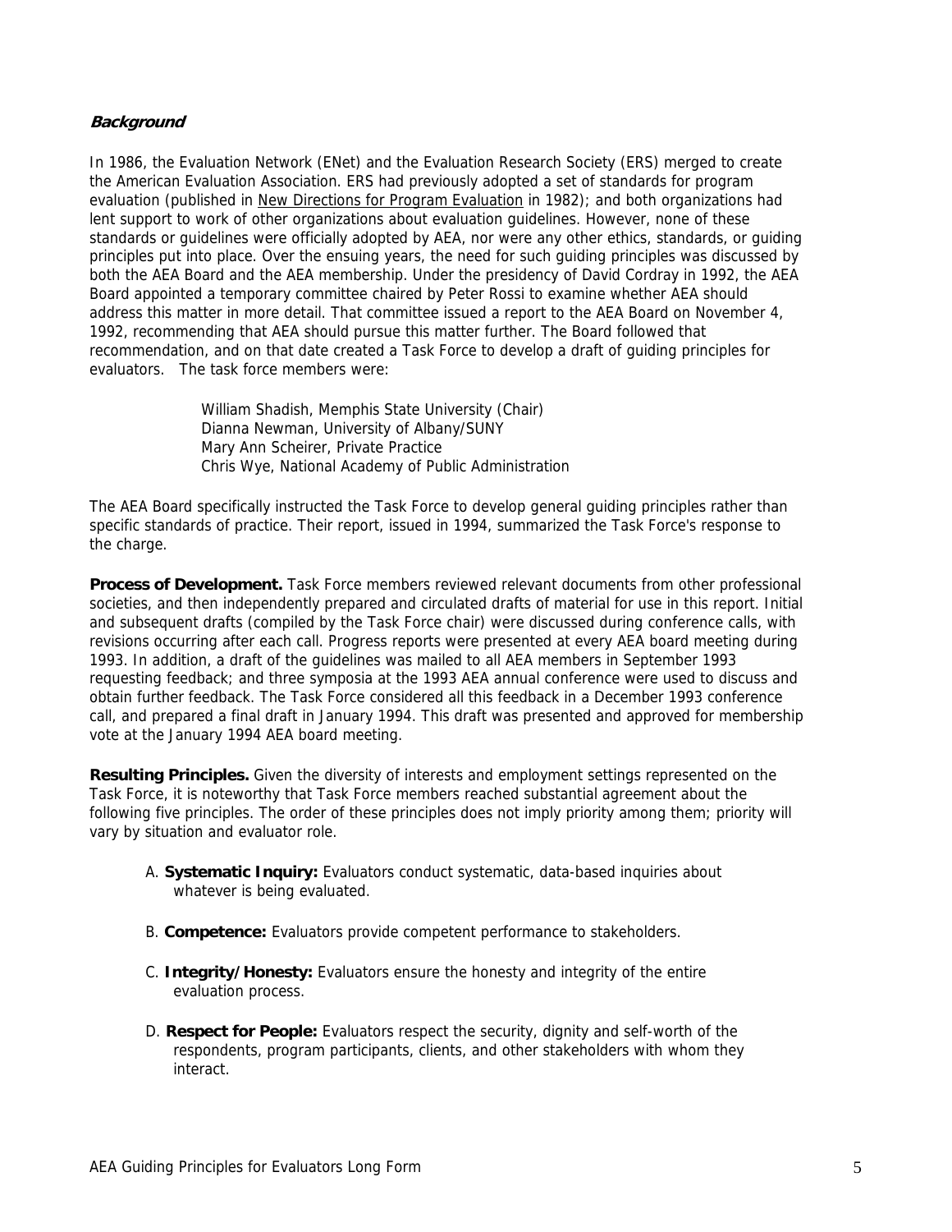### ***Background***

In 1986, the Evaluation Network (ENet) and the Evaluation Research Society (ERS) merged to create the American Evaluation Association. ERS had previously adopted a set of standards for program evaluation (published in New Directions for Program Evaluation in 1982); and both organizations had lent support to work of other organizations about evaluation guidelines. However, none of these standards or guidelines were officially adopted by AEA, nor were any other ethics, standards, or guiding principles put into place. Over the ensuing years, the need for such guiding principles was discussed by both the AEA Board and the AEA membership. Under the presidency of David Cordray in 1992, the AEA Board appointed a temporary committee chaired by Peter Rossi to examine whether AEA should address this matter in more detail. That committee issued a report to the AEA Board on November 4, 1992, recommending that AEA should pursue this matter further. The Board followed that recommendation, and on that date created a Task Force to develop a draft of guiding principles for evaluators. The task force members were:

William Shadish, Memphis State University (Chair)
Dianna Newman, University of Albany/SUNY
Mary Ann Scheirer, Private Practice
Chris Wye, National Academy of Public Administration

The AEA Board specifically instructed the Task Force to develop general guiding principles rather than specific standards of practice. Their report, issued in 1994, summarized the Task Force's response to the charge.

**Process of Development.** Task Force members reviewed relevant documents from other professional societies, and then independently prepared and circulated drafts of material for use in this report. Initial and subsequent drafts (compiled by the Task Force chair) were discussed during conference calls, with revisions occurring after each call. Progress reports were presented at every AEA board meeting during 1993. In addition, a draft of the guidelines was mailed to all AEA members in September 1993 requesting feedback; and three symposia at the 1993 AEA annual conference were used to discuss and obtain further feedback. The Task Force considered all this feedback in a December 1993 conference call, and prepared a final draft in January 1994. This draft was presented and approved for membership vote at the January 1994 AEA board meeting.

**Resulting Principles.** Given the diversity of interests and employment settings represented on the Task Force, it is noteworthy that Task Force members reached substantial agreement about the following five principles. The order of these principles does not imply priority among them; priority will vary by situation and evaluator role.

A. **Systematic Inquiry:** Evaluators conduct systematic, data-based inquiries about whatever is being evaluated.

B. **Competence:** Evaluators provide competent performance to stakeholders.

C. **Integrity/Honesty:** Evaluators ensure the honesty and integrity of the entire evaluation process.

D. **Respect for People:** Evaluators respect the security, dignity and self-worth of the respondents, program participants, clients, and other stakeholders with whom they interact.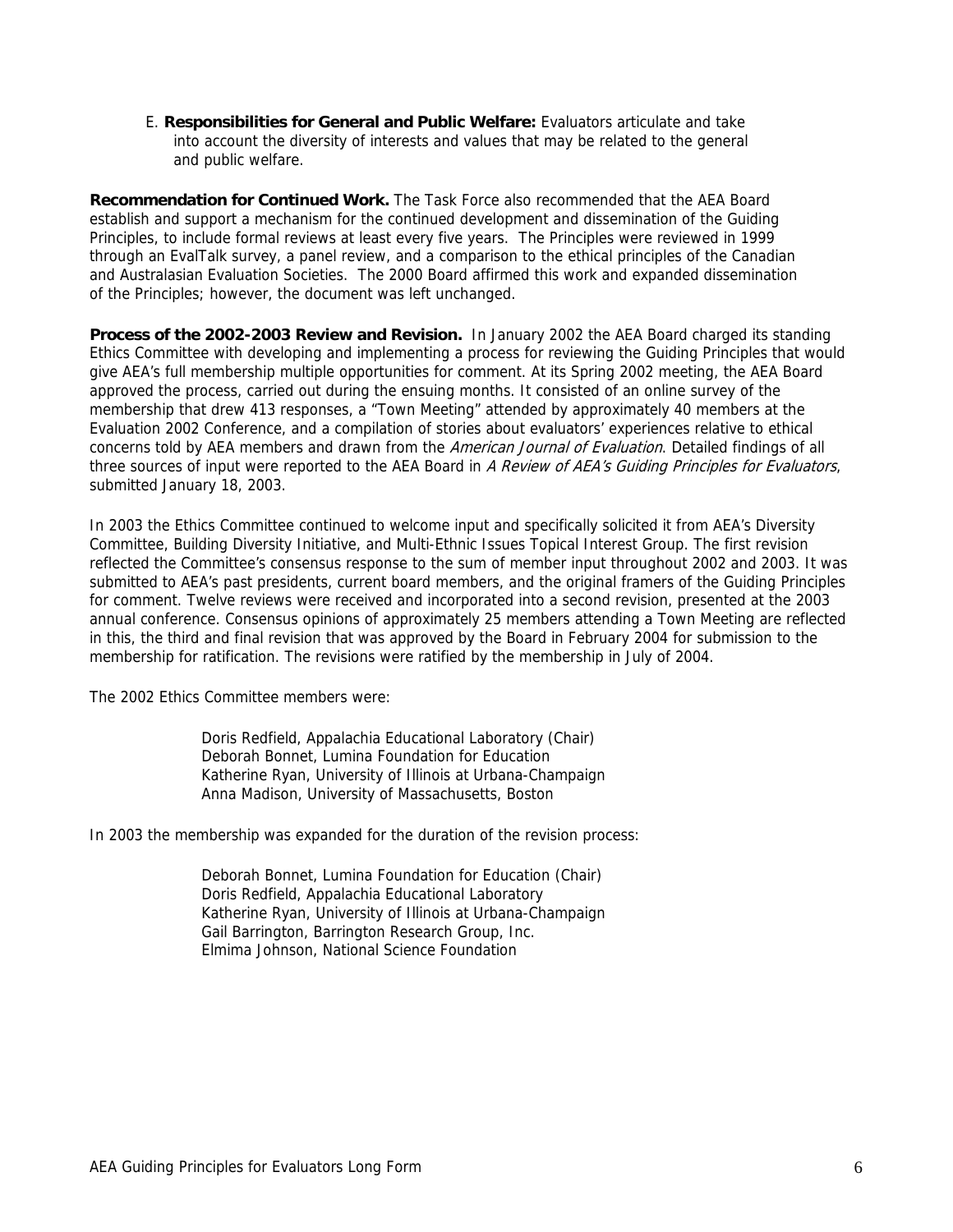E. **Responsibilities for General and Public Welfare:** Evaluators articulate and take into account the diversity of interests and values that may be related to the general and public welfare.

**Recommendation for Continued Work.** The Task Force also recommended that the AEA Board establish and support a mechanism for the continued development and dissemination of the Guiding Principles, to include formal reviews at least every five years. The Principles were reviewed in 1999 through an EvalTalk survey, a panel review, and a comparison to the ethical principles of the Canadian and Australasian Evaluation Societies. The 2000 Board affirmed this work and expanded dissemination of the Principles; however, the document was left unchanged.

**Process of the 2002-2003 Review and Revision.** In January 2002 the AEA Board charged its standing Ethics Committee with developing and implementing a process for reviewing the Guiding Principles that would give AEA's full membership multiple opportunities for comment. At its Spring 2002 meeting, the AEA Board approved the process, carried out during the ensuing months. It consisted of an online survey of the membership that drew 413 responses, a "Town Meeting" attended by approximately 40 members at the Evaluation 2002 Conference, and a compilation of stories about evaluators' experiences relative to ethical concerns told by AEA members and drawn from the *American Journal of Evaluation*. Detailed findings of all three sources of input were reported to the AEA Board in *A Review of AEA's Guiding Principles for Evaluators*, submitted January 18, 2003.

In 2003 the Ethics Committee continued to welcome input and specifically solicited it from AEA's Diversity Committee, Building Diversity Initiative, and Multi-Ethnic Issues Topical Interest Group. The first revision reflected the Committee's consensus response to the sum of member input throughout 2002 and 2003. It was submitted to AEA's past presidents, current board members, and the original framers of the Guiding Principles for comment. Twelve reviews were received and incorporated into a second revision, presented at the 2003 annual conference. Consensus opinions of approximately 25 members attending a Town Meeting are reflected in this, the third and final revision that was approved by the Board in February 2004 for submission to the membership for ratification. The revisions were ratified by the membership in July of 2004.

The 2002 Ethics Committee members were:

Doris Redfield, Appalachia Educational Laboratory (Chair)
Deborah Bonnet, Lumina Foundation for Education
Katherine Ryan, University of Illinois at Urbana-Champaign
Anna Madison, University of Massachusetts, Boston

In 2003 the membership was expanded for the duration of the revision process:

Deborah Bonnet, Lumina Foundation for Education (Chair)
Doris Redfield, Appalachia Educational Laboratory
Katherine Ryan, University of Illinois at Urbana-Champaign
Gail Barrington, Barrington Research Group, Inc.
Elmima Johnson, National Science Foundation